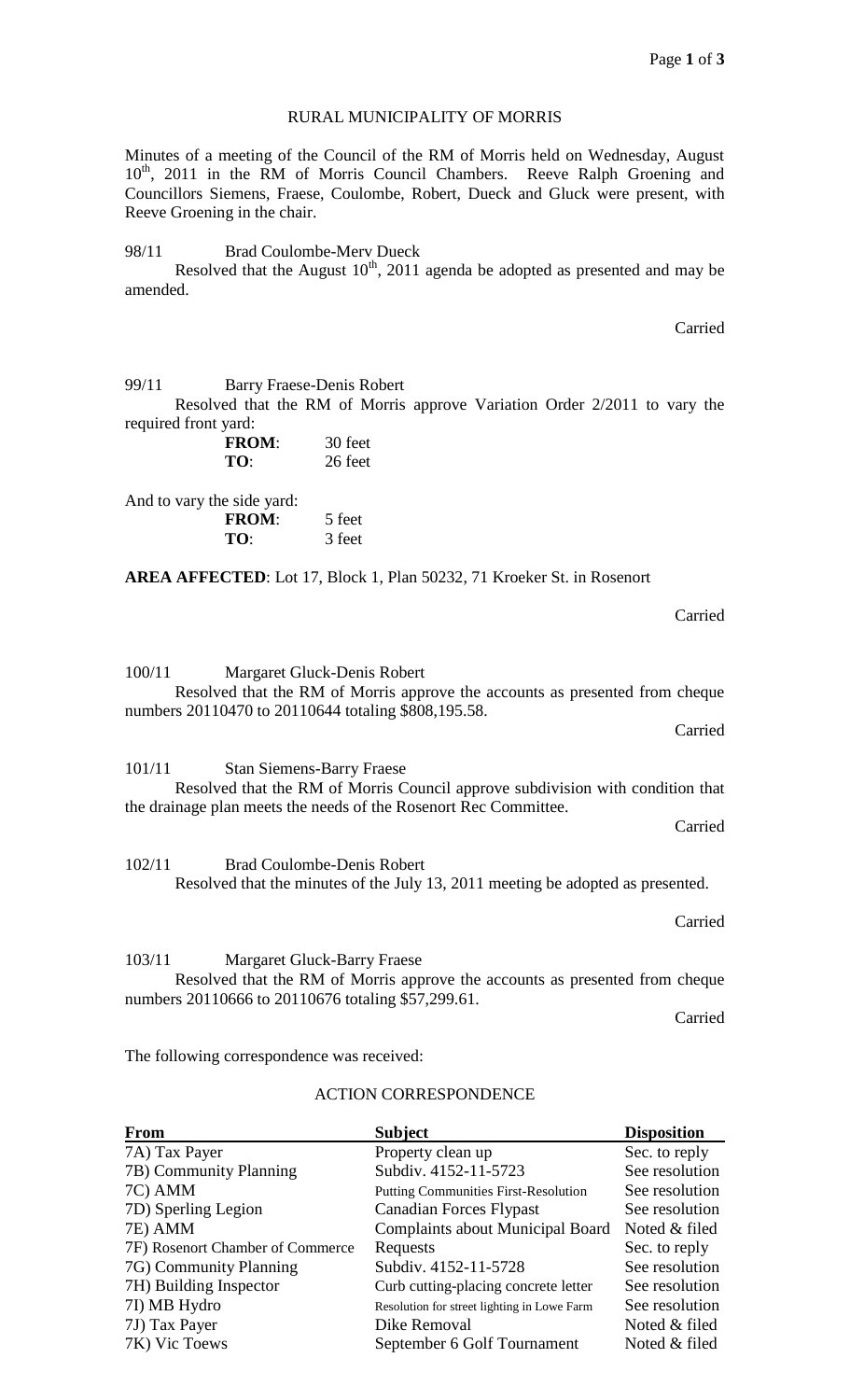# RURAL MUNICIPALITY OF MORRIS

Minutes of a meeting of the Council of the RM of Morris held on Wednesday, August 10th, 2011 in the RM of Morris Council Chambers. Reeve Ralph Groening and Councillors Siemens, Fraese, Coulombe, Robert, Dueck and Gluck were present, with Reeve Groening in the chair.

98/11 Brad Coulombe-Merv Dueck

Resolved that the August 10th, 2011 agenda be adopted as presented and may be amended.

Carried

99/11 Barry Fraese-Denis Robert

Resolved that the RM of Morris approve Variation Order 2/2011 to vary the required front yard:

**FROM**: 30 feet
**TO**: 26 feet

And to vary the side yard:

**FROM**: 5 feet
**TO**: 3 feet

**AREA AFFECTED**: Lot 17, Block 1, Plan 50232, 71 Kroeker St. in Rosenort

Carried

100/11 Margaret Gluck-Denis Robert

Resolved that the RM of Morris approve the accounts as presented from cheque numbers 20110470 to 20110644 totaling $808,195.58.

Carried

101/11 Stan Siemens-Barry Fraese

Resolved that the RM of Morris Council approve subdivision with condition that the drainage plan meets the needs of the Rosenort Rec Committee.

Carried

102/11 Brad Coulombe-Denis Robert

Resolved that the minutes of the July 13, 2011 meeting be adopted as presented.

Carried

103/11 Margaret Gluck-Barry Fraese

Resolved that the RM of Morris approve the accounts as presented from cheque numbers 20110666 to 20110676 totaling $57,299.61.

Carried

The following correspondence was received:

## ACTION CORRESPONDENCE

| From | Subject | Disposition |
|---|---|---|
| 7A) Tax Payer | Property clean up | Sec. to reply |
| 7B) Community Planning | Subdiv. 4152-11-5723 | See resolution |
| 7C) AMM | Putting Communities First-Resolution | See resolution |
| 7D) Sperling Legion | Canadian Forces Flypast | See resolution |
| 7E) AMM | Complaints about Municipal Board | Noted & filed |
| 7F) Rosenort Chamber of Commerce | Requests | Sec. to reply |
| 7G) Community Planning | Subdiv. 4152-11-5728 | See resolution |
| 7H) Building Inspector | Curb cutting-placing concrete letter | See resolution |
| 7I) MB Hydro | Resolution for street lighting in Lowe Farm | See resolution |
| 7J) Tax Payer | Dike Removal | Noted & filed |
| 7K) Vic Toews | September 6 Golf Tournament | Noted & filed |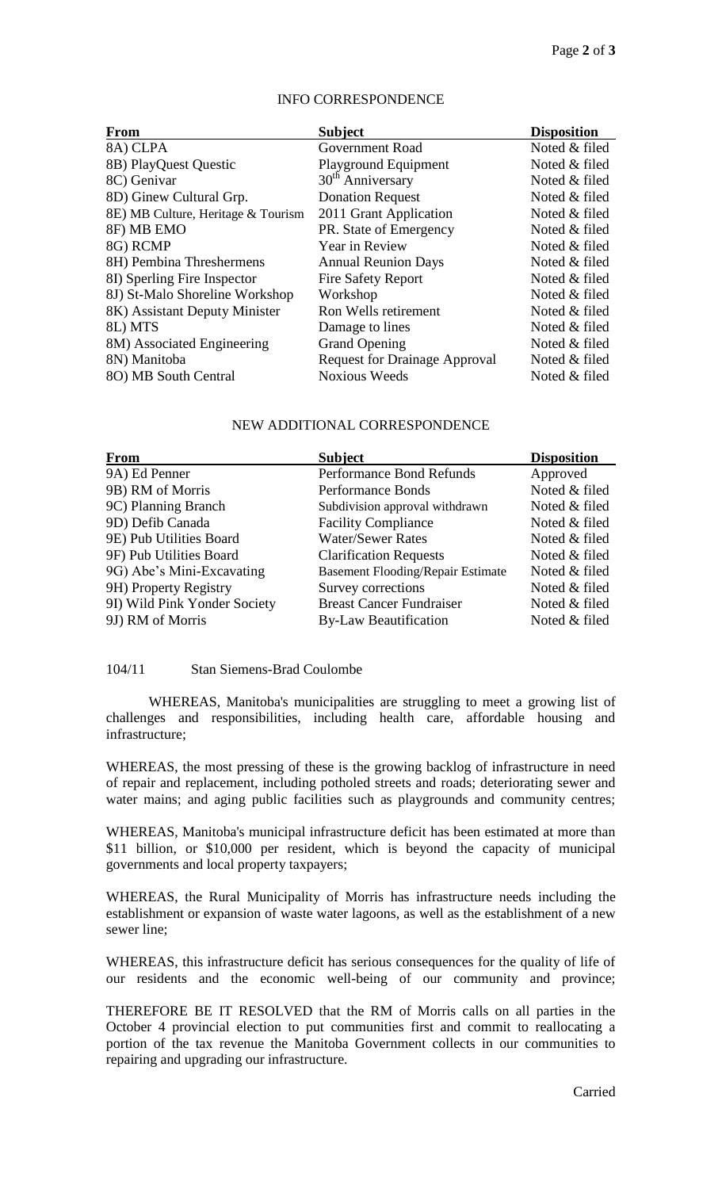## INFO CORRESPONDENCE

| From | Subject | Disposition |
|---|---|---|
| 8A) CLPA | Government Road | Noted & filed |
| 8B) PlayQuest Questic | Playground Equipment | Noted & filed |
| 8C) Genivar | 30th Anniversary | Noted & filed |
| 8D) Ginew Cultural Grp. | Donation Request | Noted & filed |
| 8E) MB Culture, Heritage & Tourism | 2011 Grant Application | Noted & filed |
| 8F) MB EMO | PR. State of Emergency | Noted & filed |
| 8G) RCMP | Year in Review | Noted & filed |
| 8H) Pembina Threshermens | Annual Reunion Days | Noted & filed |
| 8I) Sperling Fire Inspector | Fire Safety Report | Noted & filed |
| 8J) St-Malo Shoreline Workshop | Workshop | Noted & filed |
| 8K) Assistant Deputy Minister | Ron Wells retirement | Noted & filed |
| 8L) MTS | Damage to lines | Noted & filed |
| 8M) Associated Engineering | Grand Opening | Noted & filed |
| 8N) Manitoba | Request for Drainage Approval | Noted & filed |
| 8O) MB South Central | Noxious Weeds | Noted & filed |

## NEW ADDITIONAL CORRESPONDENCE

| From | Subject | Disposition |
|---|---|---|
| 9A) Ed Penner | Performance Bond Refunds | Approved |
| 9B) RM of Morris | Performance Bonds | Noted & filed |
| 9C) Planning Branch | Subdivision approval withdrawn | Noted & filed |
| 9D) Defib Canada | Facility Compliance | Noted & filed |
| 9E) Pub Utilities Board | Water/Sewer Rates | Noted & filed |
| 9F) Pub Utilities Board | Clarification Requests | Noted & filed |
| 9G) Abe's Mini-Excavating | Basement Flooding/Repair Estimate | Noted & filed |
| 9H) Property Registry | Survey corrections | Noted & filed |
| 9I) Wild Pink Yonder Society | Breast Cancer Fundraiser | Noted & filed |
| 9J) RM of Morris | By-Law Beautification | Noted & filed |

104/11 Stan Siemens-Brad Coulombe

WHEREAS, Manitoba's municipalities are struggling to meet a growing list of challenges and responsibilities, including health care, affordable housing and infrastructure;

WHEREAS, the most pressing of these is the growing backlog of infrastructure in need of repair and replacement, including potholed streets and roads; deteriorating sewer and water mains; and aging public facilities such as playgrounds and community centres;

WHEREAS, Manitoba's municipal infrastructure deficit has been estimated at more than $11 billion, or $10,000 per resident, which is beyond the capacity of municipal governments and local property taxpayers;

WHEREAS, the Rural Municipality of Morris has infrastructure needs including the establishment or expansion of waste water lagoons, as well as the establishment of a new sewer line;

WHEREAS, this infrastructure deficit has serious consequences for the quality of life of our residents and the economic well-being of our community and province;

THEREFORE BE IT RESOLVED that the RM of Morris calls on all parties in the October 4 provincial election to put communities first and commit to reallocating a portion of the tax revenue the Manitoba Government collects in our communities to repairing and upgrading our infrastructure.

Carried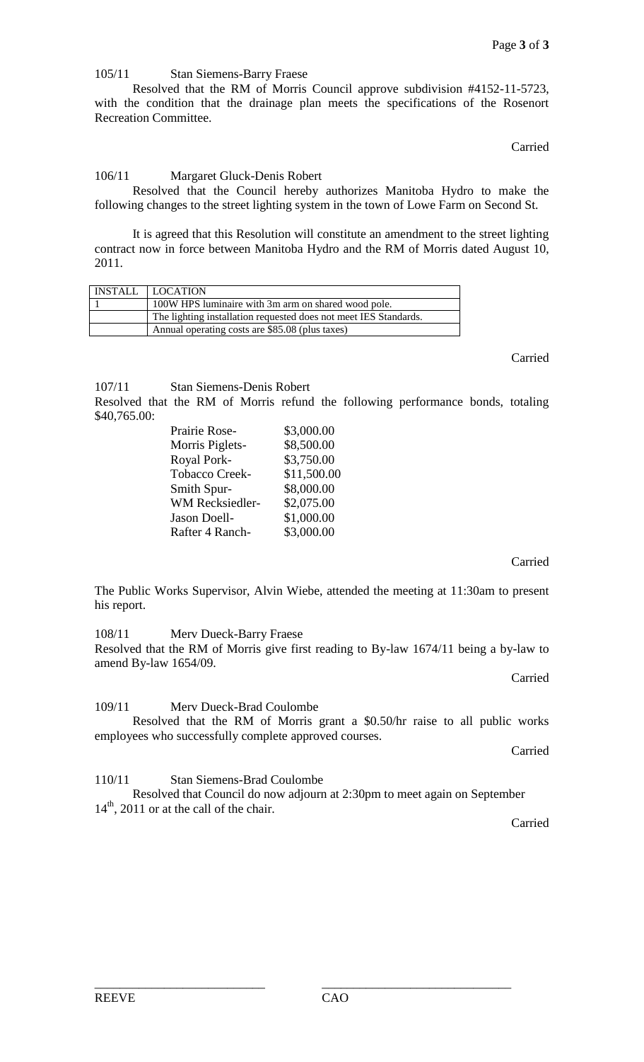105/11 Stan Siemens-Barry Fraese

Resolved that the RM of Morris Council approve subdivision #4152-11-5723, with the condition that the drainage plan meets the specifications of the Rosenort Recreation Committee.

Carried

106/11 Margaret Gluck-Denis Robert

Resolved that the Council hereby authorizes Manitoba Hydro to make the following changes to the street lighting system in the town of Lowe Farm on Second St.

It is agreed that this Resolution will constitute an amendment to the street lighting contract now in force between Manitoba Hydro and the RM of Morris dated August 10, 2011.

| INSTALL | LOCATION |
|---|---|
| 1 | 100W HPS luminaire with 3m arm on shared wood pole. |
| | The lighting installation requested does not meet IES Standards. |
| | Annual operating costs are $85.08 (plus taxes) |

Carried

107/11 Stan Siemens-Denis Robert

Resolved that the RM of Morris refund the following performance bonds, totaling $40,765.00:

| | |
|---|---|
| Prairie Rose- | $3,000.00 |
| Morris Piglets- | $8,500.00 |
| Royal Pork- | $3,750.00 |
| Tobacco Creek- | $11,500.00 |
| Smith Spur- | $8,000.00 |
| WM Recksiedler- | $2,075.00 |
| Jason Doell- | $1,000.00 |
| Rafter 4 Ranch- | $3,000.00 |

Carried

The Public Works Supervisor, Alvin Wiebe, attended the meeting at 11:30am to present his report.

108/11 Merv Dueck-Barry Fraese

Resolved that the RM of Morris give first reading to By-law 1674/11 being a by-law to amend By-law 1654/09.

Carried

109/11 Merv Dueck-Brad Coulombe

Resolved that the RM of Morris grant a $0.50/hr raise to all public works employees who successfully complete approved courses.

Carried

110/11 Stan Siemens-Brad Coulombe

Resolved that Council do now adjourn at 2:30pm to meet again on September 14th, 2011 or at the call of the chair.

Carried

\_\_\_\_\_\_\_\_\_\_\_\_\_\_\_\_\_\_\_\_\_\_\_\_\_\_\_ \_\_\_\_\_\_\_\_\_\_\_\_\_\_\_\_\_\_\_\_\_\_\_\_\_\_\_\_\_\_

REEVE CAO